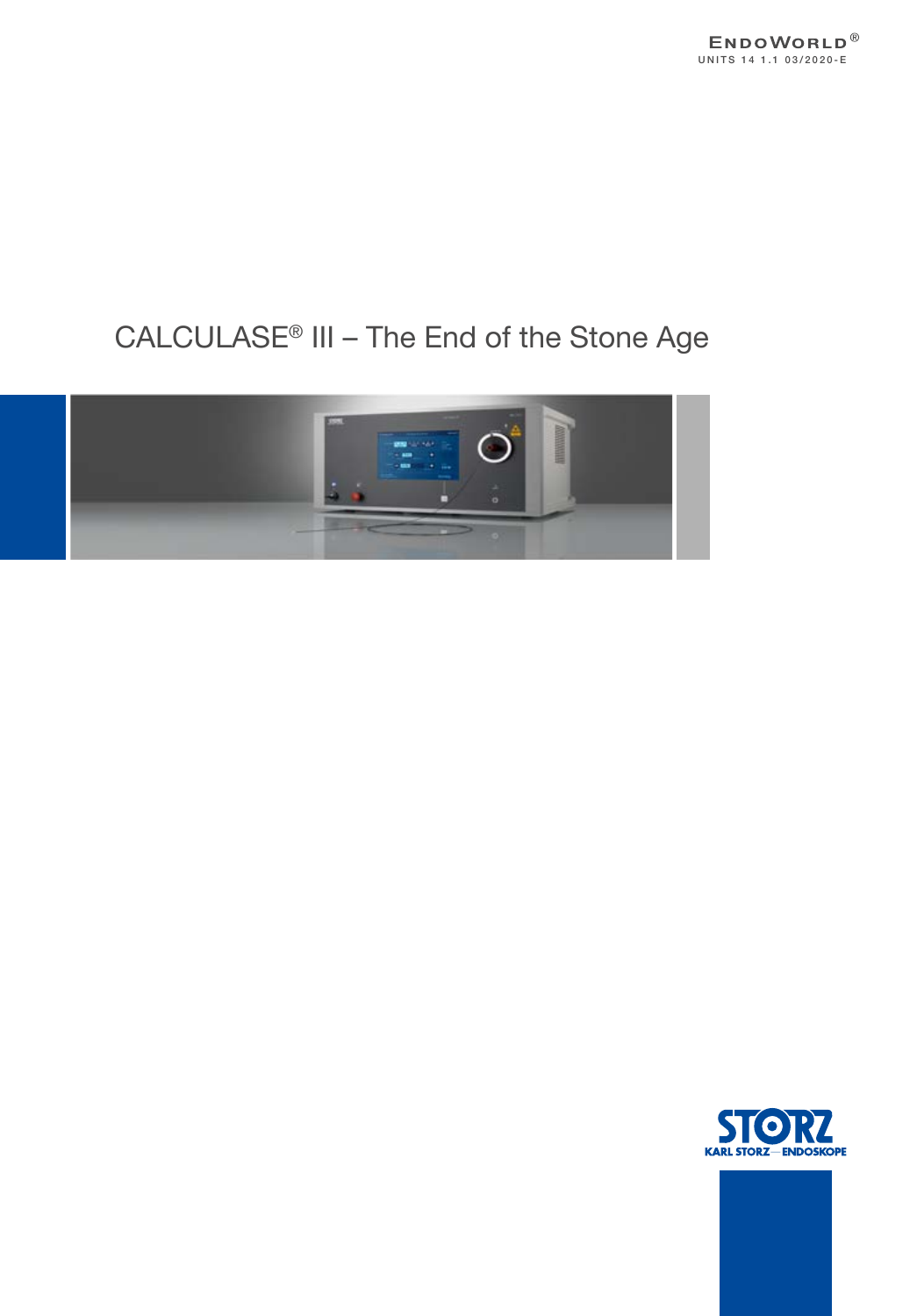ENDOWORLD®

UNITS 14 1.1 03/2020-E

# CALCULASE® III – The End of the Stone Age

STORZ

KARL STORZ — ENDOSKOPE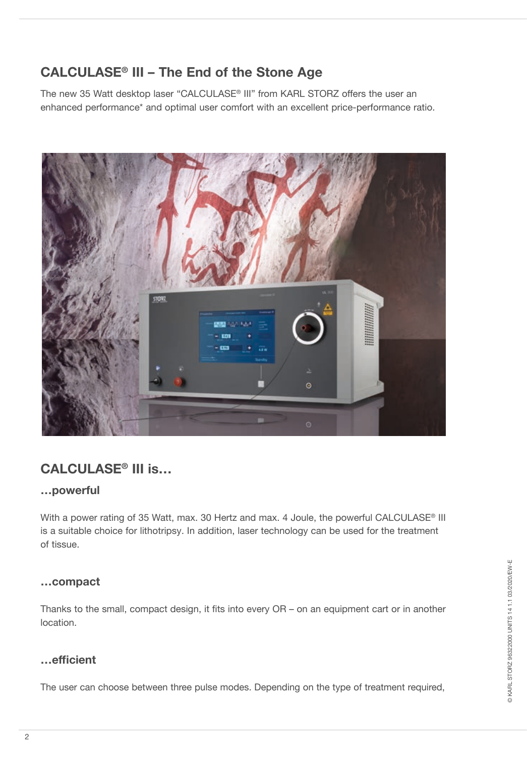## CALCULASE® III – The End of the Stone Age

The new 35 Watt desktop laser "CALCULASE® III" from KARL STORZ offers the user an enhanced performance* and optimal user comfort with an excellent price-performance ratio.

## CALCULASE® III is…

### …powerful

With a power rating of 35 Watt, max. 30 Hertz and max. 4 Joule, the powerful CALCULASE® III is a suitable choice for lithotripsy. In addition, laser technology can be used for the treatment of tissue.

### …compact

Thanks to the small, compact design, it fits into every OR – on an equipment cart or in another location.

### …efficient

The user can choose between three pulse modes. Depending on the type of treatment required,

© KARL STORZ 96322000 UNITS 14 1.1 03/2020/EW-E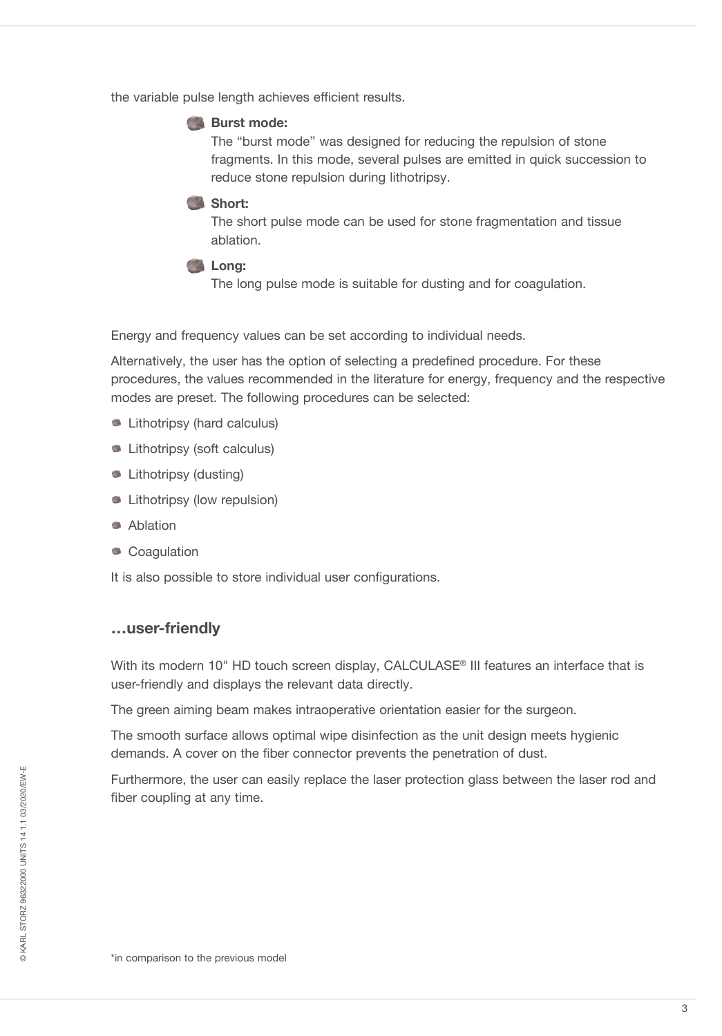the variable pulse length achieves efficient results.

- **Burst mode:**
  The "burst mode" was designed for reducing the repulsion of stone fragments. In this mode, several pulses are emitted in quick succession to reduce stone repulsion during lithotripsy.

- **Short:**
  The short pulse mode can be used for stone fragmentation and tissue ablation.

- **Long:**
  The long pulse mode is suitable for dusting and for coagulation.

Energy and frequency values can be set according to individual needs.

Alternatively, the user has the option of selecting a predefined procedure. For these procedures, the values recommended in the literature for energy, frequency and the respective modes are preset. The following procedures can be selected:

- Lithotripsy (hard calculus)
- Lithotripsy (soft calculus)
- Lithotripsy (dusting)
- Lithotripsy (low repulsion)
- Ablation
- Coagulation

It is also possible to store individual user configurations.

## …user-friendly

With its modern 10" HD touch screen display, CALCULASE® III features an interface that is user-friendly and displays the relevant data directly.

The green aiming beam makes intraoperative orientation easier for the surgeon.

The smooth surface allows optimal wipe disinfection as the unit design meets hygienic demands. A cover on the fiber connector prevents the penetration of dust.

Furthermore, the user can easily replace the laser protection glass between the laser rod and fiber coupling at any time.

*in comparison to the previous model

© KARL STORZ 96322000 UNITS 14 1.1 03/2020/EW-E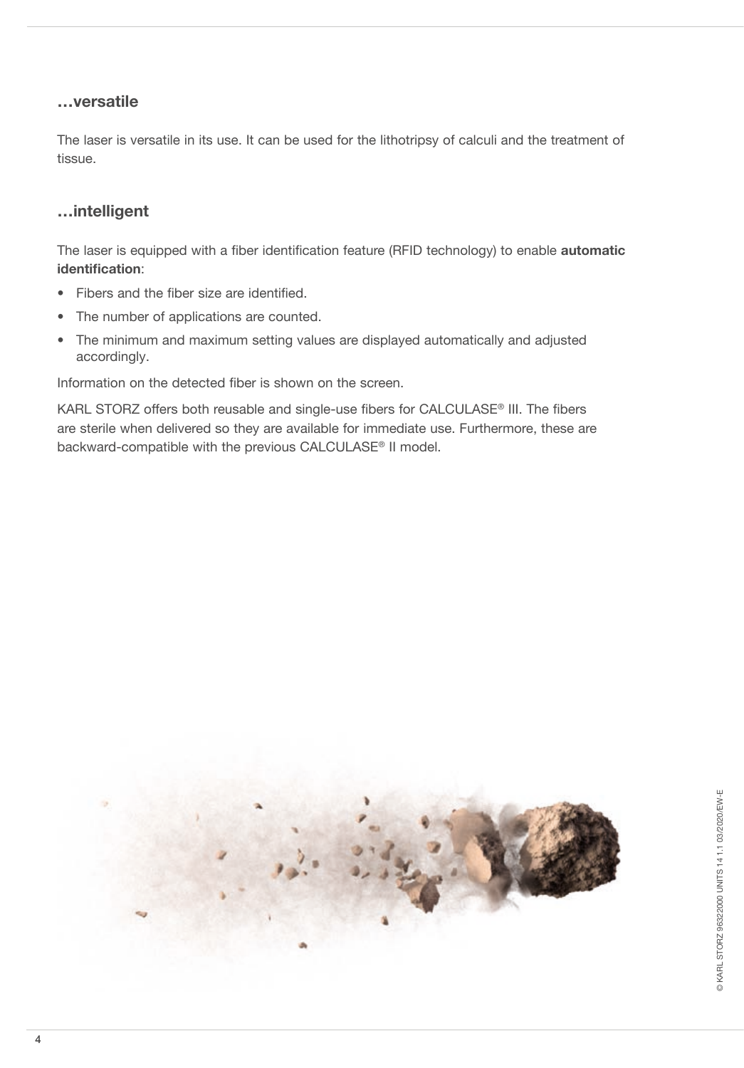## …versatile

The laser is versatile in its use. It can be used for the lithotripsy of calculi and the treatment of tissue.

## …intelligent

The laser is equipped with a fiber identification feature (RFID technology) to enable **automatic identification**:

- Fibers and the fiber size are identified.
- The number of applications are counted.
- The minimum and maximum setting values are displayed automatically and adjusted accordingly.

Information on the detected fiber is shown on the screen.

KARL STORZ offers both reusable and single-use fibers for CALCULASE® III. The fibers are sterile when delivered so they are available for immediate use. Furthermore, these are backward-compatible with the previous CALCULASE® II model.

© KARL STORZ 9632000 UNITS 14 1.1 03/2020/EW-E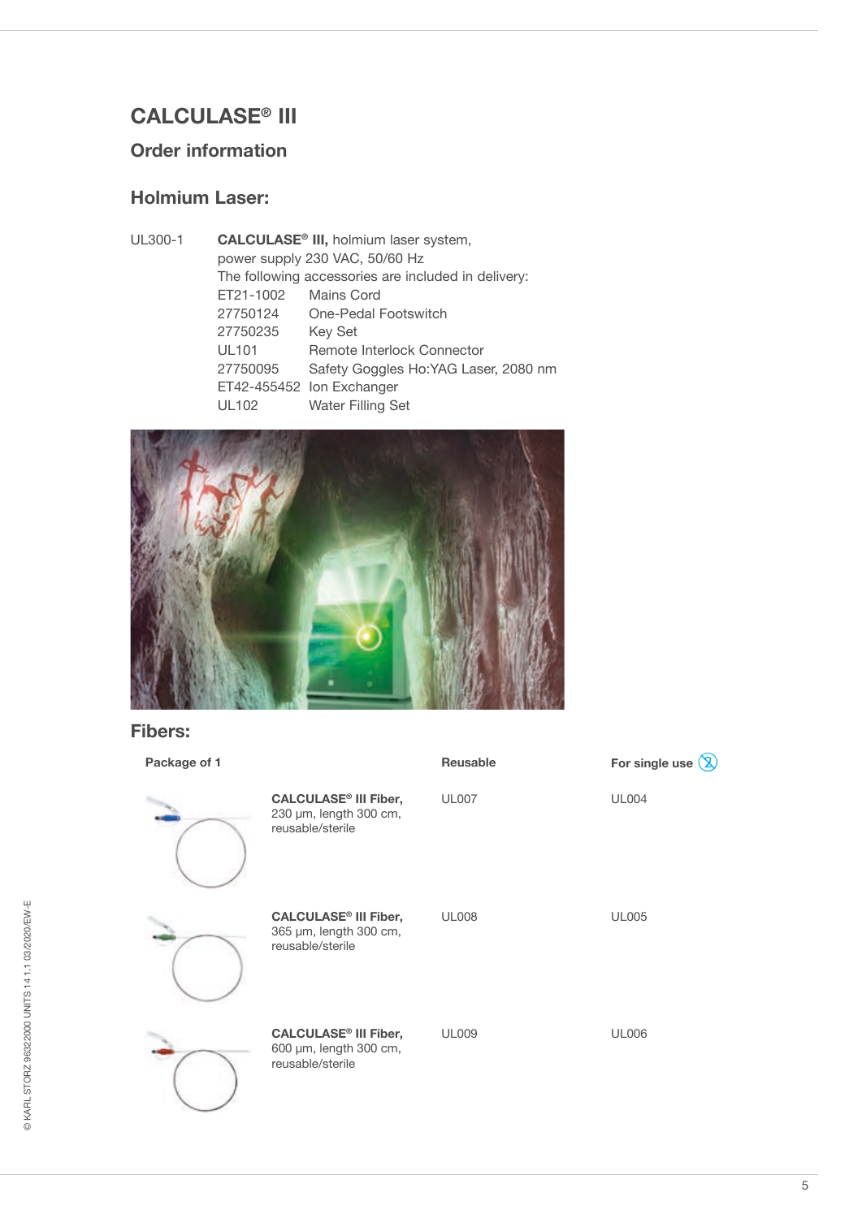# CALCULASE® III

## Order information

### Holmium Laser:

UL300-1 **CALCULASE® III,** holmium laser system,
power supply 230 VAC, 50/60 Hz
The following accessories are included in delivery:

| | |
|---|---|
| ET21-1002 | Mains Cord |
| 27750124 | One-Pedal Footswitch |
| 27750235 | Key Set |
| UL101 | Remote Interlock Connector |
| 27750095 | Safety Goggles Ho:YAG Laser, 2080 nm |
| ET42-455452 | Ion Exchanger |
| UL102 | Water Filling Set |

### Fibers:

| Package of 1 | | Reusable | For single use |
|---|---|---|---|
| | **CALCULASE® III Fiber,** 230 µm, length 300 cm, reusable/sterile | UL007 | UL004 |
| | **CALCULASE® III Fiber,** 365 µm, length 300 cm, reusable/sterile | UL008 | UL005 |
| | **CALCULASE® III Fiber,** 600 µm, length 300 cm, reusable/sterile | UL009 | UL006 |

© KARL STORZ 96322000 UNITS 14 1.1 03/2020/EW-E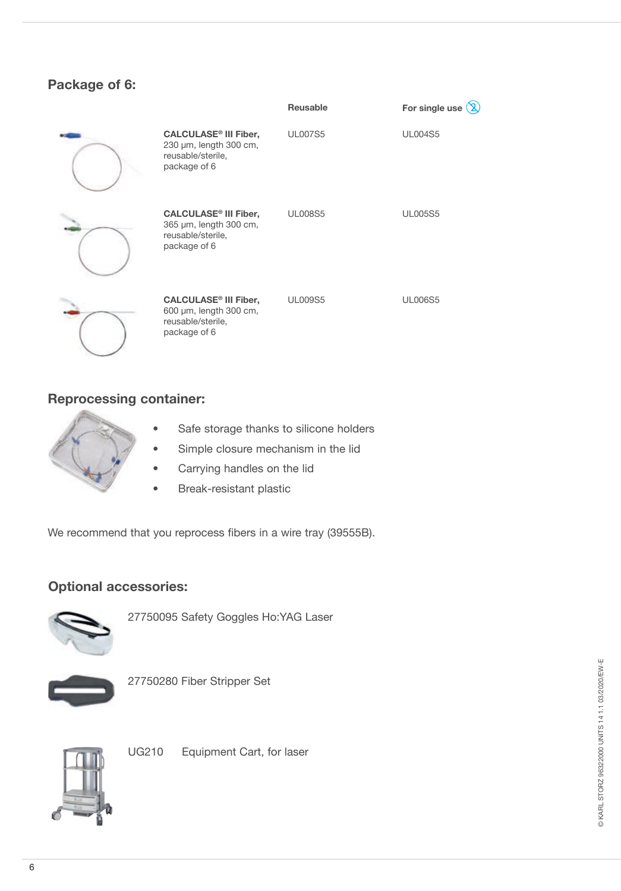## Package of 6:

| | Reusable | For single use |
|---|---|---|
| **CALCULASE® III Fiber,** 230 µm, length 300 cm, reusable/sterile, package of 6 | UL007S5 | UL004S5 |
| **CALCULASE® III Fiber,** 365 µm, length 300 cm, reusable/sterile, package of 6 | UL008S5 | UL005S5 |
| **CALCULASE® III Fiber,** 600 µm, length 300 cm, reusable/sterile, package of 6 | UL009S5 | UL006S5 |

## Reprocessing container:

- Safe storage thanks to silicone holders
- Simple closure mechanism in the lid
- Carrying handles on the lid
- Break-resistant plastic

We recommend that you reprocess fibers in a wire tray (39555B).

## Optional accessories:

27750095 Safety Goggles Ho:YAG Laser

27750280 Fiber Stripper Set

UG210 Equipment Cart, for laser

© KARL STORZ 96322000 UNITS 14 1.1 03/2020/EW-E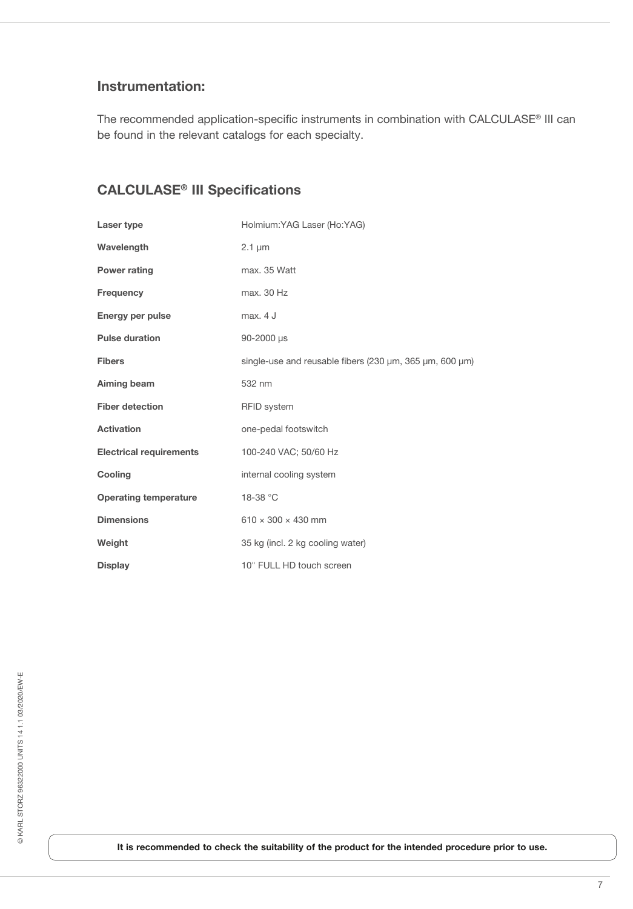## Instrumentation:

The recommended application-specific instruments in combination with CALCULASE® III can be found in the relevant catalogs for each specialty.

## CALCULASE® III Specifications

| | |
|---|---|
| **Laser type** | Holmium:YAG Laser (Ho:YAG) |
| **Wavelength** | 2.1 µm |
| **Power rating** | max. 35 Watt |
| **Frequency** | max. 30 Hz |
| **Energy per pulse** | max. 4 J |
| **Pulse duration** | 90-2000 µs |
| **Fibers** | single-use and reusable fibers (230 µm, 365 µm, 600 µm) |
| **Aiming beam** | 532 nm |
| **Fiber detection** | RFID system |
| **Activation** | one-pedal footswitch |
| **Electrical requirements** | 100-240 VAC; 50/60 Hz |
| **Cooling** | internal cooling system |
| **Operating temperature** | 18-38 °C |
| **Dimensions** | 610 × 300 × 430 mm |
| **Weight** | 35 kg (incl. 2 kg cooling water) |
| **Display** | 10" FULL HD touch screen |

© KARL STORZ 96322000 UNITS 14 1.1 03/2020/EW-E

**It is recommended to check the suitability of the product for the intended procedure prior to use.**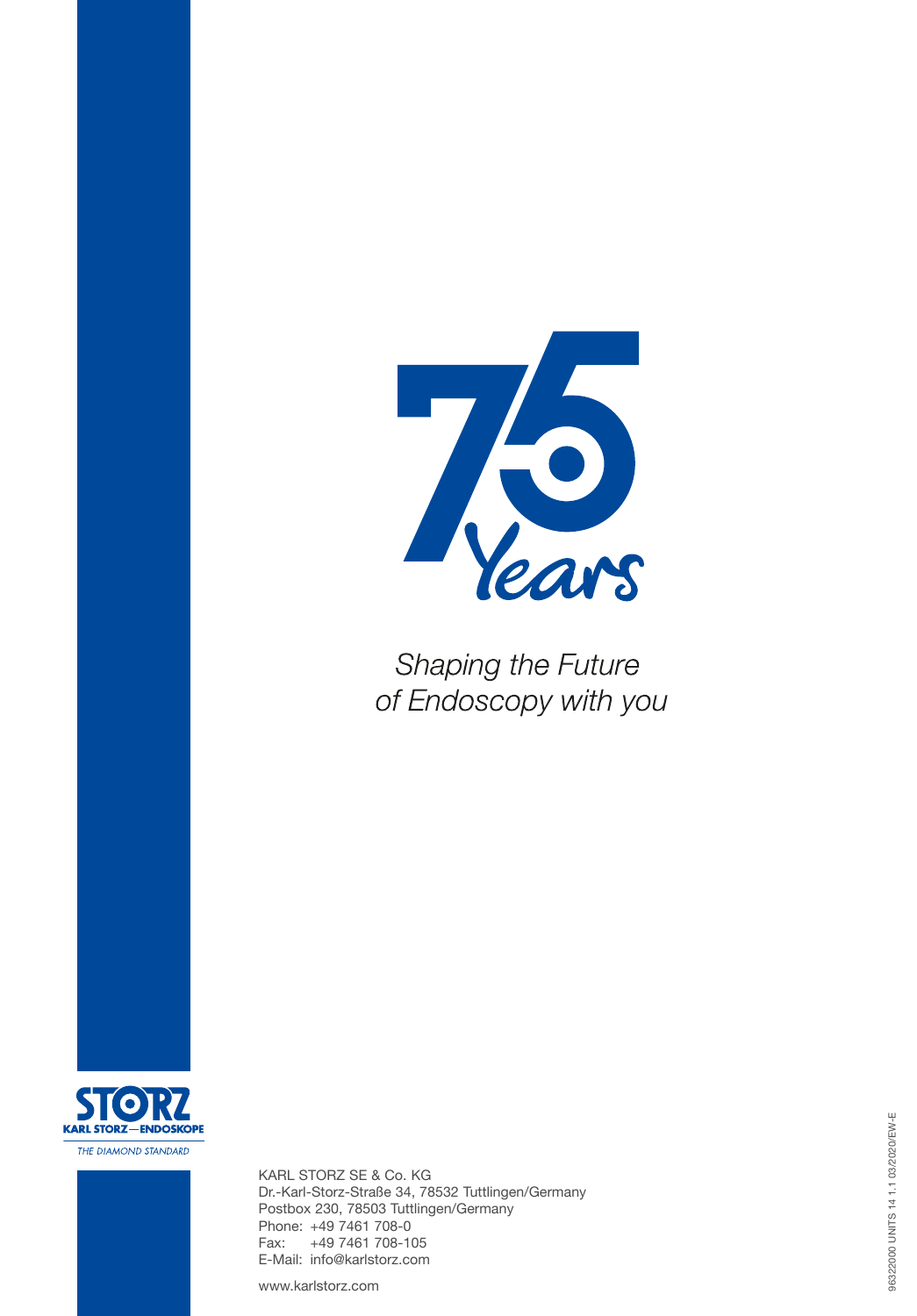75 Years

*Shaping the Future of Endoscopy with you*

STORZ
KARL STORZ—ENDOSKOPE
THE DIAMOND STANDARD

KARL STORZ SE & Co. KG
Dr.-Karl-Storz-Straße 34, 78532 Tuttlingen/Germany
Postbox 230, 78503 Tuttlingen/Germany
Phone: +49 7461 708-0
Fax: +49 7461 708-105
E-Mail: info@karlstorz.com

www.karlstorz.com

96322000 UNITS 14 1.1 03/2020/EW-E